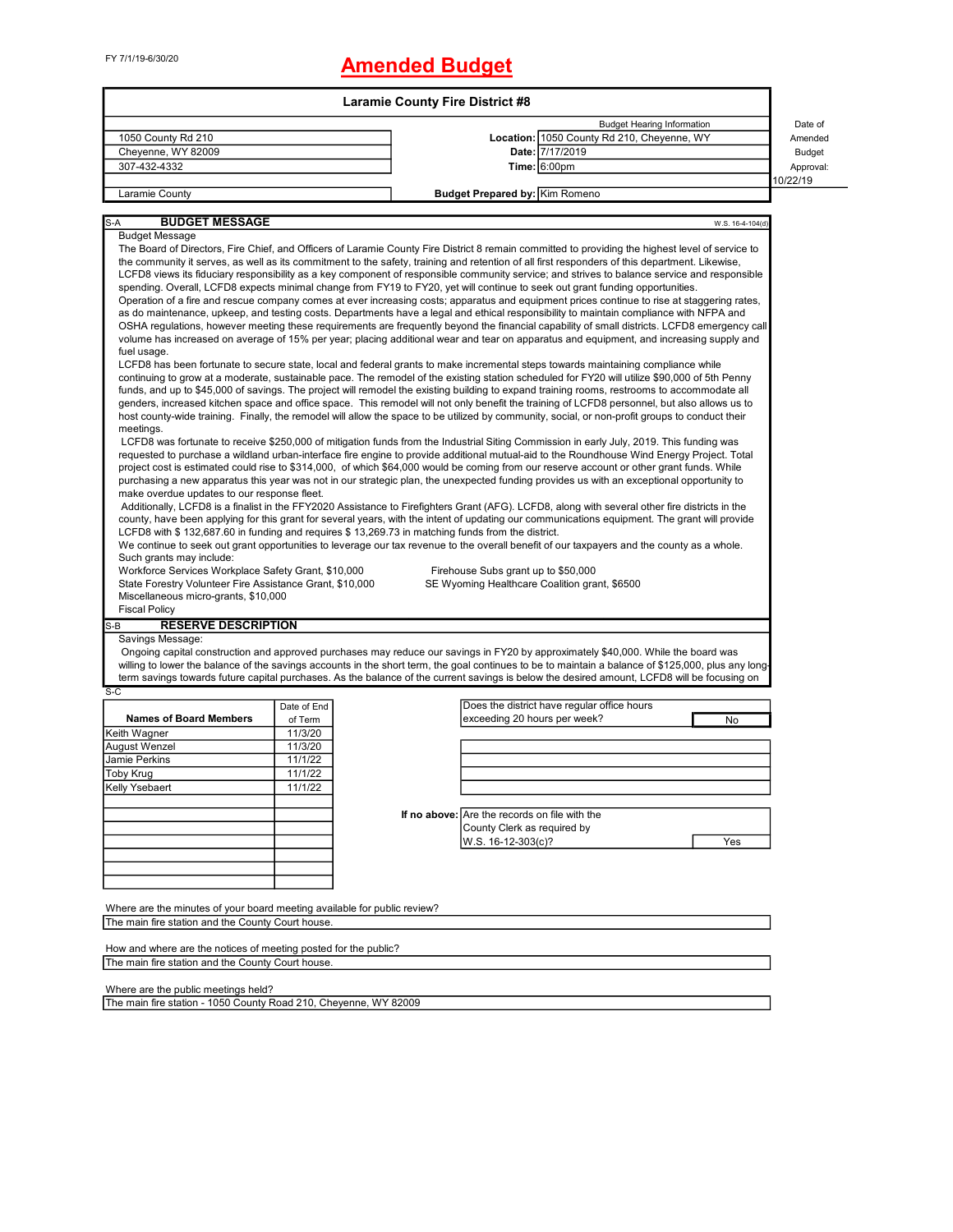FY 7/1/19-6/30/20

# Amended Budget

## Laramie County Fire District #8

| | | | Date of Amended Budget Approval: |
|---|---|---|---|
| 1050 County Rd 210 | Budget Hearing Information | | |
| Cheyenne, WY 82009 | **Location:** | 1050 County Rd 210, Cheyenne, WY | |
| 307-432-4332 | **Date:** | 7/17/2019 | |
| | **Time:** | 6:00pm | 10/22/19 |
| Laramie County | **Budget Prepared by:** | Kim Romeno | |

S-A **BUDGET MESSAGE** W.S. 16-4-104(d)

Budget Message

The Board of Directors, Fire Chief, and Officers of Laramie County Fire District 8 remain committed to providing the highest level of service to the community it serves, as well as its commitment to the safety, training and retention of all first responders of this department. Likewise, LCFD8 views its fiduciary responsibility as a key component of responsible community service; and strives to balance service and responsible spending. Overall, LCFD8 expects minimal change from FY19 to FY20, yet will continue to seek out grant funding opportunities.

Operation of a fire and rescue company comes at ever increasing costs; apparatus and equipment prices continue to rise at staggering rates, as do maintenance, upkeep, and testing costs. Departments have a legal and ethical responsibility to maintain compliance with NFPA and OSHA regulations, however meeting these requirements are frequently beyond the financial capability of small districts. LCFD8 emergency call volume has increased on average of 15% per year; placing additional wear and tear on apparatus and equipment, and increasing supply and fuel usage.

LCFD8 has been fortunate to secure state, local and federal grants to make incremental steps towards maintaining compliance while continuing to grow at a moderate, sustainable pace. The remodel of the existing station scheduled for FY20 will utilize $90,000 of 5th Penny funds, and up to $45,000 of savings. The project will remodel the existing building to expand training rooms, restrooms to accommodate all genders, increased kitchen space and office space. This remodel will not only benefit the training of LCFD8 personnel, but also allows us to host county-wide training. Finally, the remodel will allow the space to be utilized by community, social, or non-profit groups to conduct their meetings.

LCFD8 was fortunate to receive $250,000 of mitigation funds from the Industrial Siting Commission in early July, 2019. This funding was requested to purchase a wildland urban-interface fire engine to provide additional mutual-aid to the Roundhouse Wind Energy Project. Total project cost is estimated could rise to $314,000, of which $64,000 would be coming from our reserve account or other grant funds. While purchasing a new apparatus this year was not in our strategic plan, the unexpected funding provides us with an exceptional opportunity to make overdue updates to our response fleet.

Additionally, LCFD8 is a finalist in the FFY2020 Assistance to Firefighters Grant (AFG). LCFD8, along with several other fire districts in the county, have been applying for this grant for several years, with the intent of updating our communications equipment. The grant will provide LCFD8 with $ 132,687.60 in funding and requires $ 13,269.73 in matching funds from the district.

We continue to seek out grant opportunities to leverage our tax revenue to the overall benefit of our taxpayers and the county as a whole.

Such grants may include:

- Workforce Services Workplace Safety Grant, $10,000
- State Forestry Volunteer Fire Assistance Grant, $10,000
- Miscellaneous micro-grants, $10,000
- Firehouse Subs grant up to $50,000
- SE Wyoming Healthcare Coalition grant, $6500

Fiscal Policy

S-B **RESERVE DESCRIPTION**

Savings Message:

Ongoing capital construction and approved purchases may reduce our savings in FY20 by approximately $40,000. While the board was willing to lower the balance of the savings accounts in the short term, the goal continues to be to maintain a balance of $125,000, plus any long-term savings towards future capital purchases. As the balance of the current savings is below the desired amount, LCFD8 will be focusing on

S-C

| Names of Board Members | Date of End of Term |
|---|---|
| Keith Wagner | 11/3/20 |
| August Wenzel | 11/3/20 |
| Jamie Perkins | 11/1/22 |
| Toby Krug | 11/1/22 |
| Kelly Ysebaert | 11/1/22 |

| | |
|---|---|
| Does the district have regular office hours exceeding 20 hours per week? | No |
| **If no above:** Are the records on file with the County Clerk as required by W.S. 16-12-303(c)? | Yes |

Where are the minutes of your board meeting available for public review?

The main fire station and the County Court house.

How and where are the notices of meeting posted for the public?

The main fire station and the County Court house.

Where are the public meetings held?

The main fire station - 1050 County Road 210, Cheyenne, WY 82009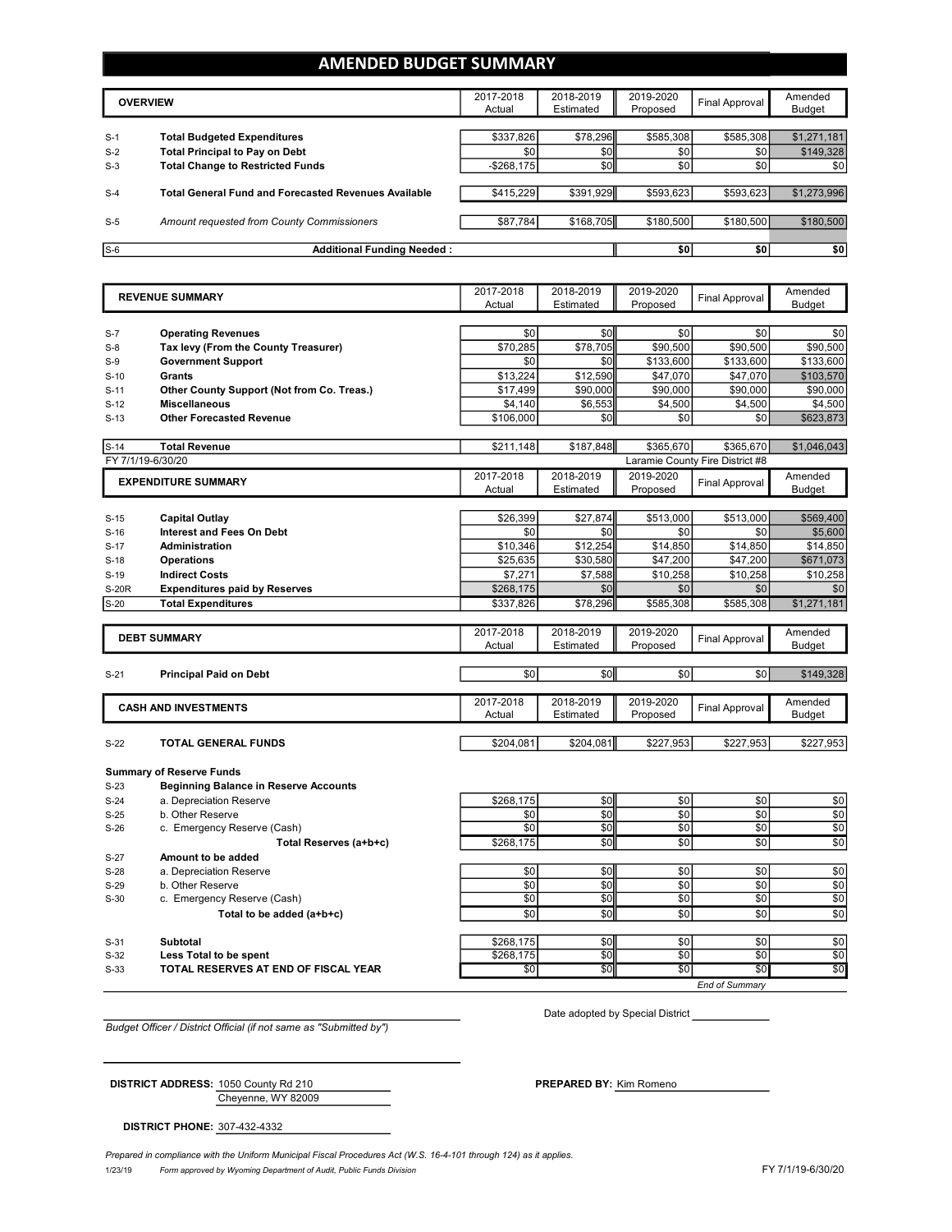# AMENDED BUDGET SUMMARY

| | OVERVIEW | 2017-2018 Actual | 2018-2019 Estimated | 2019-2020 Proposed | Final Approval | Amended Budget |
|---|---|---|---|---|---|---|
| S-1 | **Total Budgeted Expenditures** | $337,826 | $78,296 | $585,308 | $585,308 | $1,271,181 |
| S-2 | **Total Principal to Pay on Debt** | $0 | $0 | $0 | $0 | $149,328 |
| S-3 | **Total Change to Restricted Funds** | -$268,175 | $0 | $0 | $0 | $0 |
| S-4 | **Total General Fund and Forecasted Revenues Available** | $415,229 | $391,929 | $593,623 | $593,623 | $1,273,996 |
| S-5 | *Amount requested from County Commissioners* | $87,784 | $168,705 | $180,500 | $180,500 | $180,500 |
| S-6 | **Additional Funding Needed :** | | | $0 | $0 | $0 |

| | REVENUE SUMMARY | 2017-2018 Actual | 2018-2019 Estimated | 2019-2020 Proposed | Final Approval | Amended Budget |
|---|---|---|---|---|---|---|
| S-7 | **Operating Revenues** | $0 | $0 | $0 | $0 | $0 |
| S-8 | **Tax levy (From the County Treasurer)** | $70,285 | $78,705 | $90,500 | $90,500 | $90,500 |
| S-9 | **Government Support** | $0 | $0 | $133,600 | $133,600 | $133,600 |
| S-10 | **Grants** | $13,224 | $12,590 | $47,070 | $47,070 | $103,570 |
| S-11 | **Other County Support (Not from Co. Treas.)** | $17,499 | $90,000 | $90,000 | $90,000 | $90,000 |
| S-12 | **Miscellaneous** | $4,140 | $6,553 | $4,500 | $4,500 | $4,500 |
| S-13 | **Other Forecasted Revenue** | $106,000 | $0 | $0 | $0 | $623,873 |
| S-14 | **Total Revenue** | $211,148 | $187,848 | $365,670 | $365,670 | $1,046,043 |

FY 7/1/19-6/30/20 — Laramie County Fire District #8

| | EXPENDITURE SUMMARY | 2017-2018 Actual | 2018-2019 Estimated | 2019-2020 Proposed | Final Approval | Amended Budget |
|---|---|---|---|---|---|---|
| S-15 | **Capital Outlay** | $26,399 | $27,874 | $513,000 | $513,000 | $569,400 |
| S-16 | **Interest and Fees On Debt** | $0 | $0 | $0 | $0 | $5,600 |
| S-17 | **Administration** | $10,346 | $12,254 | $14,850 | $14,850 | $14,850 |
| S-18 | **Operations** | $25,635 | $30,580 | $47,200 | $47,200 | $671,073 |
| S-19 | **Indirect Costs** | $7,271 | $7,588 | $10,258 | $10,258 | $10,258 |
| S-20R | **Expenditures paid by Reserves** | $268,175 | $0 | $0 | $0 | $0 |
| S-20 | **Total Expenditures** | $337,826 | $78,296 | $585,308 | $585,308 | $1,271,181 |

| | DEBT SUMMARY | 2017-2018 Actual | 2018-2019 Estimated | 2019-2020 Proposed | Final Approval | Amended Budget |
|---|---|---|---|---|---|---|
| S-21 | **Principal Paid on Debt** | $0 | $0 | $0 | $0 | $149,328 |

| | CASH AND INVESTMENTS | 2017-2018 Actual | 2018-2019 Estimated | 2019-2020 Proposed | Final Approval | Amended Budget |
|---|---|---|---|---|---|---|
| S-22 | **TOTAL GENERAL FUNDS** | $204,081 | $204,081 | $227,953 | $227,953 | $227,953 |
| | **Summary of Reserve Funds** | | | | | |
| S-23 | **Beginning Balance in Reserve Accounts** | | | | | |
| S-24 | a. Depreciation Reserve | $268,175 | $0 | $0 | $0 | $0 |
| S-25 | b. Other Reserve | $0 | $0 | $0 | $0 | $0 |
| S-26 | c. Emergency Reserve (Cash) | $0 | $0 | $0 | $0 | $0 |
| | **Total Reserves (a+b+c)** | $268,175 | $0 | $0 | $0 | $0 |
| S-27 | **Amount to be added** | | | | | |
| S-28 | a. Depreciation Reserve | $0 | $0 | $0 | $0 | $0 |
| S-29 | b. Other Reserve | $0 | $0 | $0 | $0 | $0 |
| S-30 | c. Emergency Reserve (Cash) | $0 | $0 | $0 | $0 | $0 |
| | **Total to be added (a+b+c)** | $0 | $0 | $0 | $0 | $0 |
| S-31 | **Subtotal** | $268,175 | $0 | $0 | $0 | $0 |
| S-32 | **Less Total to be spent** | $268,175 | $0 | $0 | $0 | $0 |
| S-33 | **TOTAL RESERVES AT END OF FISCAL YEAR** | $0 | $0 | $0 | $0 | $0 |

*End of Summary*

*Budget Officer / District Official (if not same as "Submitted by")*

Date adopted by Special District ____________

**DISTRICT ADDRESS:** 1050 County Rd 210
Cheyenne, WY 82009

**PREPARED BY:** Kim Romeno

**DISTRICT PHONE:** 307-432-4332

*Prepared in compliance with the Uniform Municipal Fiscal Procedures Act (W.S. 16-4-101 through 124) as it applies.*

1/23/19 *Form approved by Wyoming Department of Audit, Public Funds Division* FY 7/1/19-6/30/20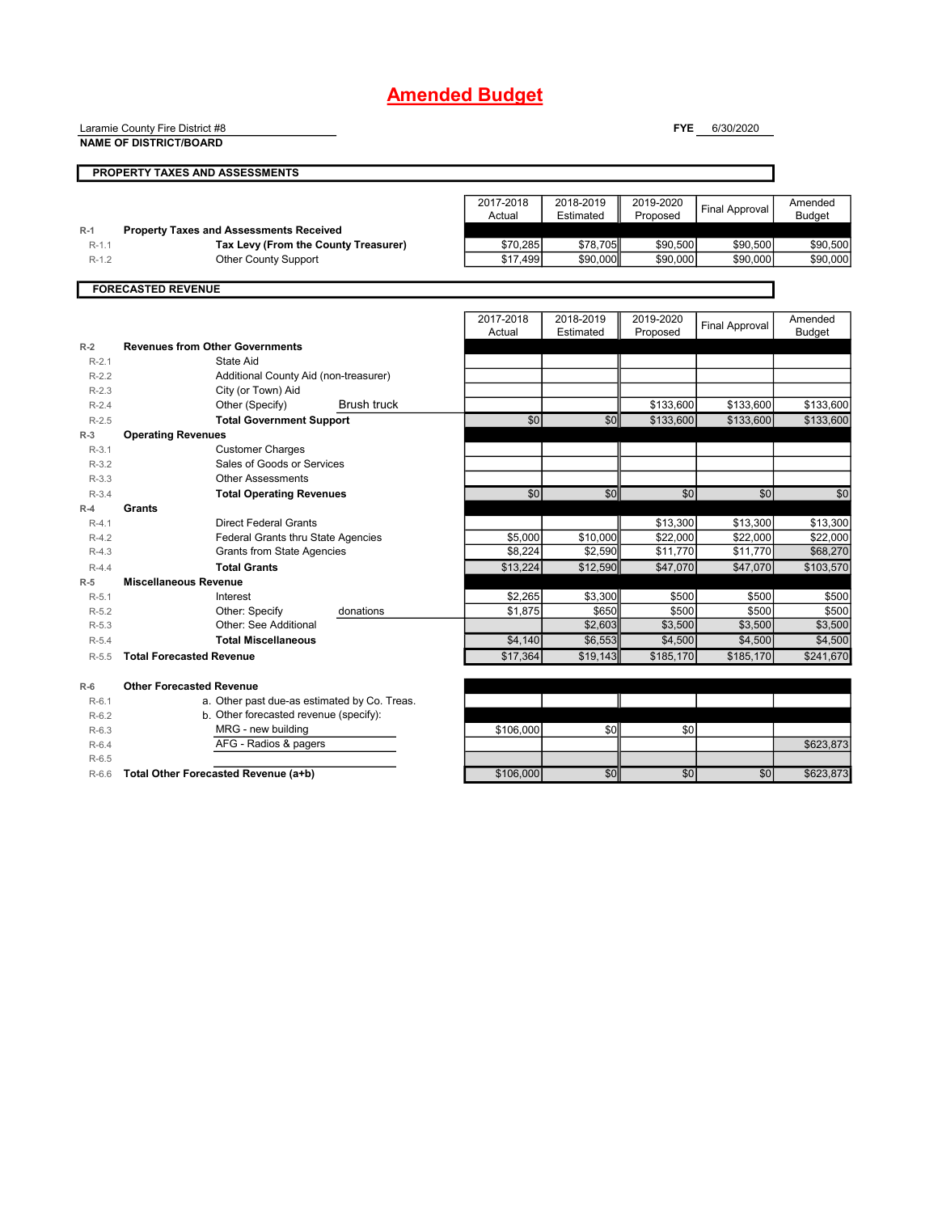# Amended Budget

Laramie County Fire District #8
**NAME OF DISTRICT/BOARD**

**FYE** 6/30/2020

## PROPERTY TAXES AND ASSESSMENTS

| | | 2017-2018 Actual | 2018-2019 Estimated | 2019-2020 Proposed | Final Approval | Amended Budget |
|---|---|---|---|---|---|---|
| R-1 | **Property Taxes and Assessments Received** | | | | | |
| R-1.1 | **Tax Levy (From the County Treasurer)** | $70,285 | $78,705 | $90,500 | $90,500 | $90,500 |
| R-1.2 | Other County Support | $17,499 | $90,000 | $90,000 | $90,000 | $90,000 |

## FORECASTED REVENUE

| | | 2017-2018 Actual | 2018-2019 Estimated | 2019-2020 Proposed | Final Approval | Amended Budget |
|---|---|---|---|---|---|---|
| R-2 | **Revenues from Other Governments** | | | | | |
| R-2.1 | State Aid | | | | | |
| R-2.2 | Additional County Aid (non-treasurer) | | | | | |
| R-2.3 | City (or Town) Aid | | | | | |
| R-2.4 | Other (Specify) Brush truck | | | $133,600 | $133,600 | $133,600 |
| R-2.5 | **Total Government Support** | $0 | $0 | $133,600 | $133,600 | $133,600 |
| R-3 | **Operating Revenues** | | | | | |
| R-3.1 | Customer Charges | | | | | |
| R-3.2 | Sales of Goods or Services | | | | | |
| R-3.3 | Other Assessments | | | | | |
| R-3.4 | **Total Operating Revenues** | $0 | $0 | $0 | $0 | $0 |
| R-4 | **Grants** | | | | | |
| R-4.1 | Direct Federal Grants | | | $13,300 | $13,300 | $13,300 |
| R-4.2 | Federal Grants thru State Agencies | $5,000 | $10,000 | $22,000 | $22,000 | $22,000 |
| R-4.3 | Grants from State Agencies | $8,224 | $2,590 | $11,770 | $11,770 | $68,270 |
| R-4.4 | **Total Grants** | $13,224 | $12,590 | $47,070 | $47,070 | $103,570 |
| R-5 | **Miscellaneous Revenue** | | | | | |
| R-5.1 | Interest | $2,265 | $3,300 | $500 | $500 | $500 |
| R-5.2 | Other: Specify donations | $1,875 | $650 | $500 | $500 | $500 |
| R-5.3 | Other: See Additional | | $2,603 | $3,500 | $3,500 | $3,500 |
| R-5.4 | **Total Miscellaneous** | $4,140 | $6,553 | $4,500 | $4,500 | $4,500 |
| R-5.5 | **Total Forecasted Revenue** | $17,364 | $19,143 | $185,170 | $185,170 | $241,670 |
| R-6 | **Other Forecasted Revenue** | | | | | |
| R-6.1 | a. Other past due-as estimated by Co. Treas. | | | | | |
| R-6.2 | b. Other forecasted revenue (specify): | | | | | |
| R-6.3 | MRG - new building | $106,000 | $0 | $0 | | |
| R-6.4 | AFG - Radios & pagers | | | | | $623,873 |
| R-6.5 | | | | | | |
| R-6.6 | **Total Other Forecasted Revenue (a+b)** | $106,000 | $0 | $0 | $0 | $623,873 |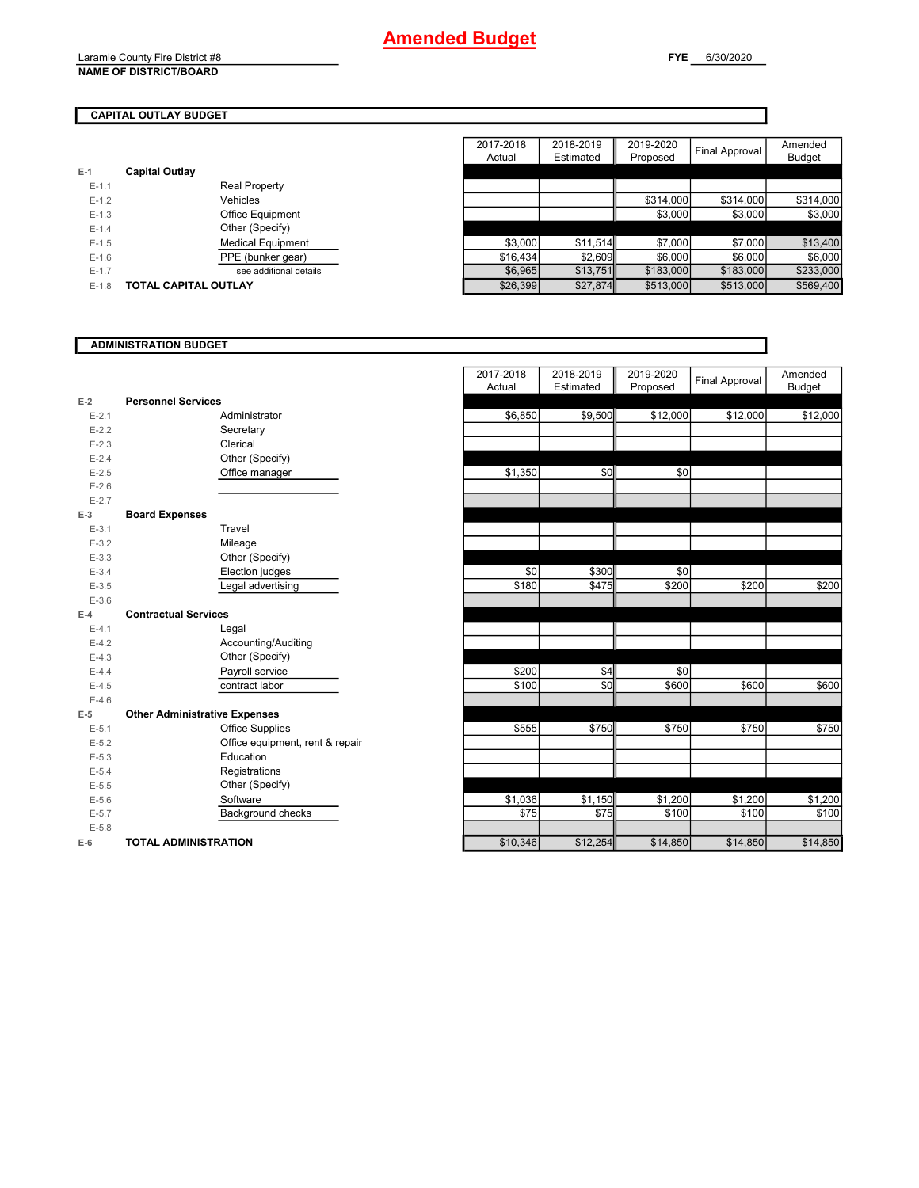# Amended Budget

Laramie County Fire District #8

**NAME OF DISTRICT/BOARD**

**FYE** 6/30/2020

## CAPITAL OUTLAY BUDGET

| | | 2017-2018 Actual | 2018-2019 Estimated | 2019-2020 Proposed | Final Approval | Amended Budget |
|---|---|---|---|---|---|---|
| **E-1** | **Capital Outlay** | | | | | |
| E-1.1 | Real Property | | | | | |
| E-1.2 | Vehicles | | | $314,000 | $314,000 | $314,000 |
| E-1.3 | Office Equipment | | | $3,000 | $3,000 | $3,000 |
| E-1.4 | Other (Specify) | | | | | |
| E-1.5 | Medical Equipment | $3,000 | $11,514 | $7,000 | $7,000 | $13,400 |
| E-1.6 | PPE (bunker gear) | $16,434 | $2,609 | $6,000 | $6,000 | $6,000 |
| E-1.7 | see additional details | $6,965 | $13,751 | $183,000 | $183,000 | $233,000 |
| E-1.8 | **TOTAL CAPITAL OUTLAY** | $26,399 | $27,874 | $513,000 | $513,000 | $569,400 |

## ADMINISTRATION BUDGET

| | | 2017-2018 Actual | 2018-2019 Estimated | 2019-2020 Proposed | Final Approval | Amended Budget |
|---|---|---|---|---|---|---|
| **E-2** | **Personnel Services** | | | | | |
| E-2.1 | Administrator | $6,850 | $9,500 | $12,000 | $12,000 | $12,000 |
| E-2.2 | Secretary | | | | | |
| E-2.3 | Clerical | | | | | |
| E-2.4 | Other (Specify) | | | | | |
| E-2.5 | Office manager | $1,350 | $0 | $0 | | |
| E-2.6 | | | | | | |
| E-2.7 | | | | | | |
| **E-3** | **Board Expenses** | | | | | |
| E-3.1 | Travel | | | | | |
| E-3.2 | Mileage | | | | | |
| E-3.3 | Other (Specify) | | | | | |
| E-3.4 | Election judges | $0 | $300 | $0 | | |
| E-3.5 | Legal advertising | $180 | $475 | $200 | $200 | $200 |
| E-3.6 | | | | | | |
| **E-4** | **Contractual Services** | | | | | |
| E-4.1 | Legal | | | | | |
| E-4.2 | Accounting/Auditing | | | | | |
| E-4.3 | Other (Specify) | | | | | |
| E-4.4 | Payroll service | $200 | $4 | $0 | | |
| E-4.5 | contract labor | $100 | $0 | $600 | $600 | $600 |
| E-4.6 | | | | | | |
| **E-5** | **Other Administrative Expenses** | | | | | |
| E-5.1 | Office Supplies | $555 | $750 | $750 | $750 | $750 |
| E-5.2 | Office equipment, rent & repair | | | | | |
| E-5.3 | Education | | | | | |
| E-5.4 | Registrations | | | | | |
| E-5.5 | Other (Specify) | | | | | |
| E-5.6 | Software | $1,036 | $1,150 | $1,200 | $1,200 | $1,200 |
| E-5.7 | Background checks | $75 | $75 | $100 | $100 | $100 |
| E-5.8 | | | | | | |
| **E-6** | **TOTAL ADMINISTRATION** | $10,346 | $12,254 | $14,850 | $14,850 | $14,850 |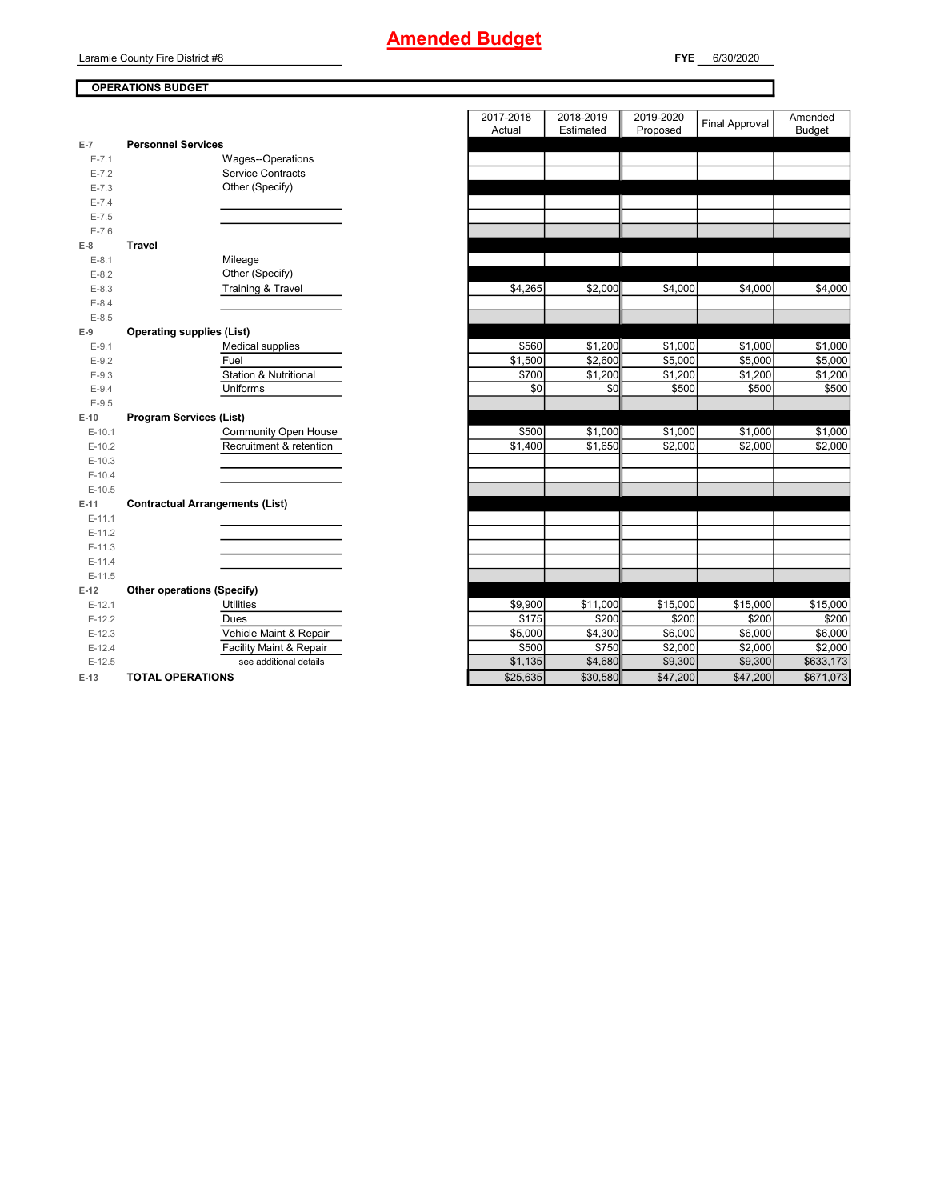# Amended Budget

Laramie County Fire District #8

**FYE** 6/30/2020

**OPERATIONS BUDGET**

| | | | 2017-2018 Actual | 2018-2019 Estimated | 2019-2020 Proposed | Final Approval | Amended Budget |
|---|---|---|---|---|---|---|---|
| **E-7** | **Personnel Services** | | | | | | |
| E-7.1 | | Wages--Operations | | | | | |
| E-7.2 | | Service Contracts | | | | | |
| E-7.3 | | Other (Specify) | | | | | |
| E-7.4 | | | | | | | |
| E-7.5 | | | | | | | |
| E-7.6 | | | | | | | |
| **E-8** | **Travel** | | | | | | |
| E-8.1 | | Mileage | | | | | |
| E-8.2 | | Other (Specify) | | | | | |
| E-8.3 | | Training & Travel | $4,265 | $2,000 | $4,000 | $4,000 | $4,000 |
| E-8.4 | | | | | | | |
| E-8.5 | | | | | | | |
| **E-9** | **Operating supplies (List)** | | | | | | |
| E-9.1 | | Medical supplies | $560 | $1,200 | $1,000 | $1,000 | $1,000 |
| E-9.2 | | Fuel | $1,500 | $2,600 | $5,000 | $5,000 | $5,000 |
| E-9.3 | | Station & Nutritional | $700 | $1,200 | $1,200 | $1,200 | $1,200 |
| E-9.4 | | Uniforms | $0 | $0 | $500 | $500 | $500 |
| E-9.5 | | | | | | | |
| **E-10** | **Program Services (List)** | | | | | | |
| E-10.1 | | Community Open House | $500 | $1,000 | $1,000 | $1,000 | $1,000 |
| E-10.2 | | Recruitment & retention | $1,400 | $1,650 | $2,000 | $2,000 | $2,000 |
| E-10.3 | | | | | | | |
| E-10.4 | | | | | | | |
| E-10.5 | | | | | | | |
| **E-11** | **Contractual Arrangements (List)** | | | | | | |
| E-11.1 | | | | | | | |
| E-11.2 | | | | | | | |
| E-11.3 | | | | | | | |
| E-11.4 | | | | | | | |
| E-11.5 | | | | | | | |
| **E-12** | **Other operations (Specify)** | | | | | | |
| E-12.1 | | Utilities | $9,900 | $11,000 | $15,000 | $15,000 | $15,000 |
| E-12.2 | | Dues | $175 | $200 | $200 | $200 | $200 |
| E-12.3 | | Vehicle Maint & Repair | $5,000 | $4,300 | $6,000 | $6,000 | $6,000 |
| E-12.4 | | Facility Maint & Repair | $500 | $750 | $2,000 | $2,000 | $2,000 |
| E-12.5 | | see additional details | $1,135 | $4,680 | $9,300 | $9,300 | $633,173 |
| **E-13** | **TOTAL OPERATIONS** | | $25,635 | $30,580 | $47,200 | $47,200 | $671,073 |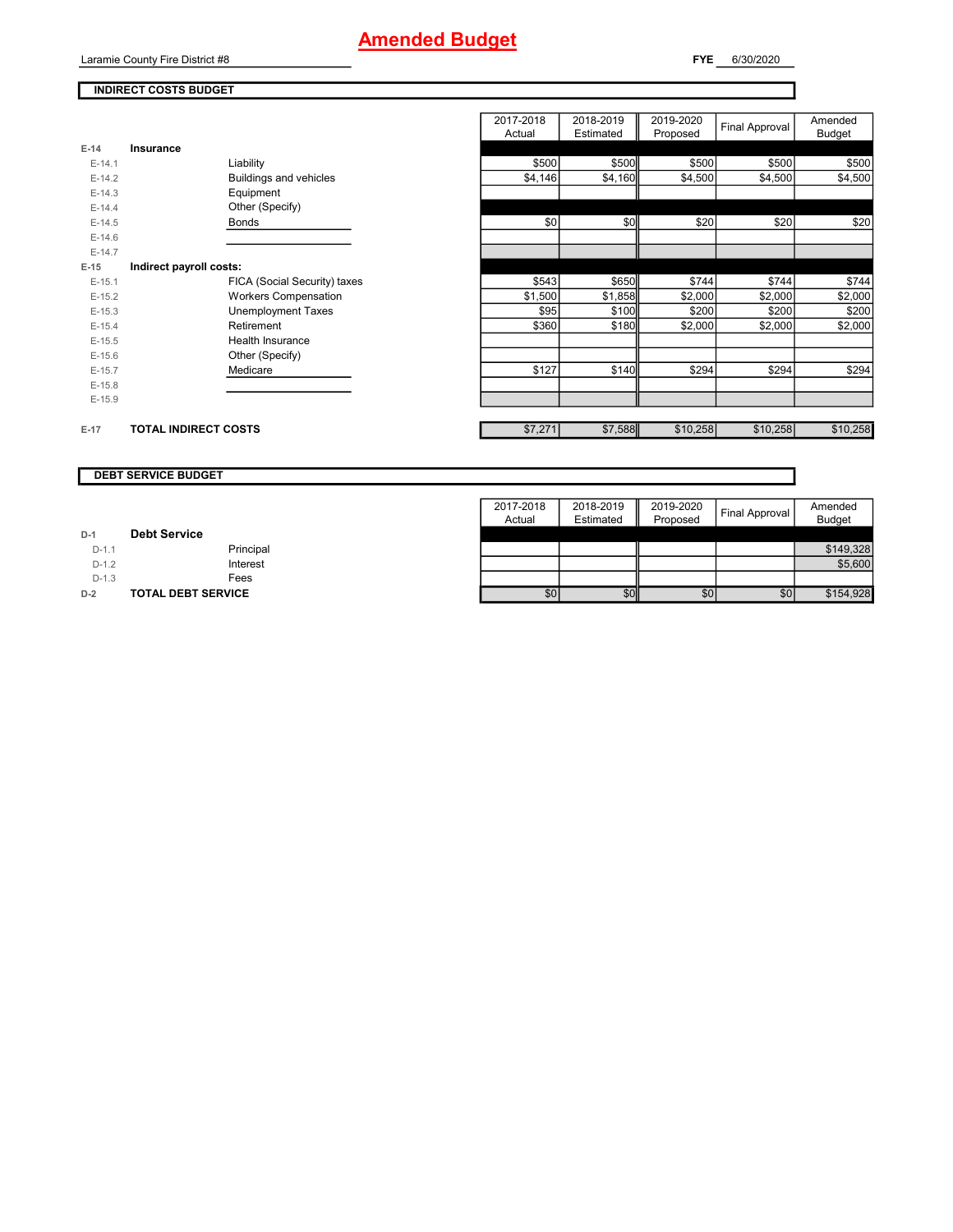# Amended Budget

Laramie County Fire District #8

**FYE** 6/30/2020

## INDIRECT COSTS BUDGET

| | | | 2017-2018 Actual | 2018-2019 Estimated | 2019-2020 Proposed | Final Approval | Amended Budget |
|---|---|---|---|---|---|---|---|
| E-14 | **Insurance** | | | | | | |
| E-14.1 | | Liability | $500 | $500 | $500 | $500 | $500 |
| E-14.2 | | Buildings and vehicles | $4,146 | $4,160 | $4,500 | $4,500 | $4,500 |
| E-14.3 | | Equipment | | | | | |
| E-14.4 | | Other (Specify) | | | | | |
| E-14.5 | | Bonds | $0 | $0 | $20 | $20 | $20 |
| E-14.6 | | | | | | | |
| E-14.7 | | | | | | | |
| E-15 | **Indirect payroll costs:** | | | | | | |
| E-15.1 | | FICA (Social Security) taxes | $543 | $650 | $744 | $744 | $744 |
| E-15.2 | | Workers Compensation | $1,500 | $1,858 | $2,000 | $2,000 | $2,000 |
| E-15.3 | | Unemployment Taxes | $95 | $100 | $200 | $200 | $200 |
| E-15.4 | | Retirement | $360 | $180 | $2,000 | $2,000 | $2,000 |
| E-15.5 | | Health Insurance | | | | | |
| E-15.6 | | Other (Specify) | | | | | |
| E-15.7 | | Medicare | $127 | $140 | $294 | $294 | $294 |
| E-15.8 | | | | | | | |
| E-15.9 | | | | | | | |
| E-17 | **TOTAL INDIRECT COSTS** | | $7,271 | $7,588 | $10,258 | $10,258 | $10,258 |

## DEBT SERVICE BUDGET

| | | | 2017-2018 Actual | 2018-2019 Estimated | 2019-2020 Proposed | Final Approval | Amended Budget |
|---|---|---|---|---|---|---|---|
| D-1 | **Debt Service** | | | | | | |
| D-1.1 | | Principal | | | | | $149,328 |
| D-1.2 | | Interest | | | | | $5,600 |
| D-1.3 | | Fees | | | | | |
| D-2 | **TOTAL DEBT SERVICE** | | $0 | $0 | $0 | $0 | $154,928 |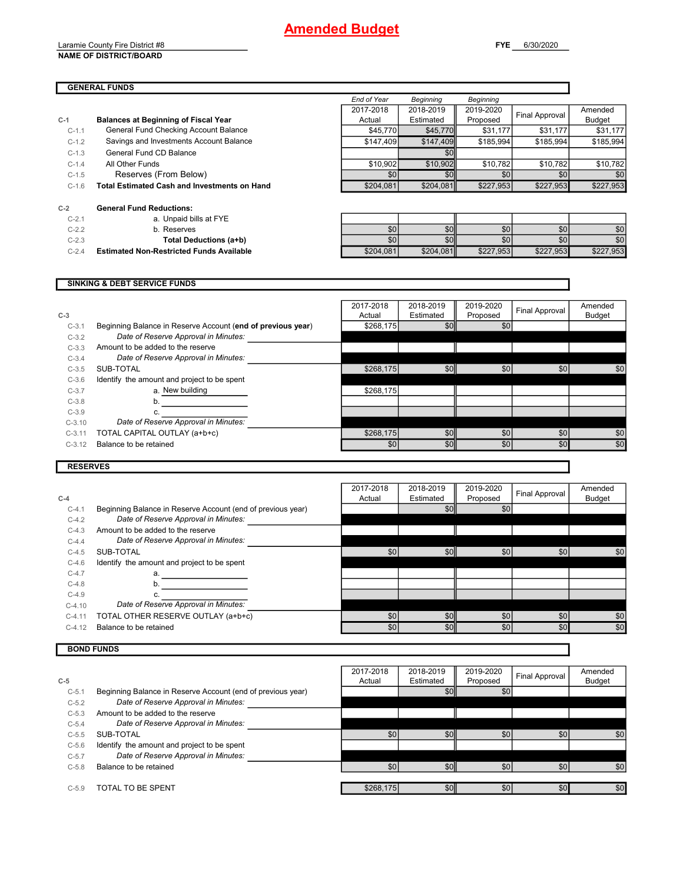# Amended Budget

Laramie County Fire District #8

**NAME OF DISTRICT/BOARD**

**FYE** 6/30/2020

## GENERAL FUNDS

| | | End of Year 2017-2018 Actual | Beginning 2018-2019 Estimated | Beginning 2019-2020 Proposed | Final Approval | Amended Budget |
|---|---|---|---|---|---|---|
| **C-1** | **Balances at Beginning of Fiscal Year** | | | | | |
| C-1.1 | General Fund Checking Account Balance | $45,770 | $45,770 | $31,177 | $31,177 | $31,177 |
| C-1.2 | Savings and Investments Account Balance | $147,409 | $147,409 | $185,994 | $185,994 | $185,994 |
| C-1.3 | General Fund CD Balance | | $0 | | | |
| C-1.4 | All Other Funds | $10,902 | $10,902 | $10,782 | $10,782 | $10,782 |
| C-1.5 | Reserves (From Below) | $0 | $0 | $0 | $0 | $0 |
| C-1.6 | **Total Estimated Cash and Investments on Hand** | $204,081 | $204,081 | $227,953 | $227,953 | $227,953 |
| **C-2** | **General Fund Reductions:** | | | | | |
| C-2.1 | a. Unpaid bills at FYE | | | | | |
| C-2.2 | b. Reserves | $0 | $0 | $0 | $0 | $0 |
| C-2.3 | **Total Deductions (a+b)** | $0 | $0 | $0 | $0 | $0 |
| C-2.4 | **Estimated Non-Restricted Funds Available** | $204,081 | $204,081 | $227,953 | $227,953 | $227,953 |

## SINKING & DEBT SERVICE FUNDS

| **C-3** | | 2017-2018 Actual | 2018-2019 Estimated | 2019-2020 Proposed | Final Approval | Amended Budget |
|---|---|---|---|---|---|---|
| C-3.1 | Beginning Balance in Reserve Account (**end of previous year**) | $268,175 | $0 | $0 | | |
| C-3.2 | *Date of Reserve Approval in Minutes:* | | | | | |
| C-3.3 | Amount to be added to the reserve | | | | | |
| C-3.4 | *Date of Reserve Approval in Minutes:* | | | | | |
| C-3.5 | SUB-TOTAL | $268,175 | $0 | $0 | $0 | $0 |
| C-3.6 | Identify the amount and project to be spent | | | | | |
| C-3.7 | a. New building | $268,175 | | | | |
| C-3.8 | b. | | | | | |
| C-3.9 | c. | | | | | |
| C-3.10 | *Date of Reserve Approval in Minutes:* | | | | | |
| C-3.11 | TOTAL CAPITAL OUTLAY (a+b+c) | $268,175 | $0 | $0 | $0 | $0 |
| C-3.12 | Balance to be retained | $0 | $0 | $0 | $0 | $0 |

## RESERVES

| **C-4** | | 2017-2018 Actual | 2018-2019 Estimated | 2019-2020 Proposed | Final Approval | Amended Budget |
|---|---|---|---|---|---|---|
| C-4.1 | Beginning Balance in Reserve Account (end of previous year) | | $0 | $0 | | |
| C-4.2 | *Date of Reserve Approval in Minutes:* | | | | | |
| C-4.3 | Amount to be added to the reserve | | | | | |
| C-4.4 | *Date of Reserve Approval in Minutes:* | | | | | |
| C-4.5 | SUB-TOTAL | $0 | $0 | $0 | $0 | $0 |
| C-4.6 | Identify the amount and project to be spent | | | | | |
| C-4.7 | a. | | | | | |
| C-4.8 | b. | | | | | |
| C-4.9 | c. | | | | | |
| C-4.10 | *Date of Reserve Approval in Minutes:* | | | | | |
| C-4.11 | TOTAL OTHER RESERVE OUTLAY (a+b+c) | $0 | $0 | $0 | $0 | $0 |
| C-4.12 | Balance to be retained | $0 | $0 | $0 | $0 | $0 |

## BOND FUNDS

| **C-5** | | 2017-2018 Actual | 2018-2019 Estimated | 2019-2020 Proposed | Final Approval | Amended Budget |
|---|---|---|---|---|---|---|
| C-5.1 | Beginning Balance in Reserve Account (end of previous year) | | $0 | $0 | | |
| C-5.2 | *Date of Reserve Approval in Minutes:* | | | | | |
| C-5.3 | Amount to be added to the reserve | | | | | |
| C-5.4 | *Date of Reserve Approval in Minutes:* | | | | | |
| C-5.5 | SUB-TOTAL | $0 | $0 | $0 | $0 | $0 |
| C-5.6 | Identify the amount and project to be spent | | | | | |
| C-5.7 | *Date of Reserve Approval in Minutes:* | | | | | |
| C-5.8 | Balance to be retained | $0 | $0 | $0 | $0 | $0 |
| C-5.9 | TOTAL TO BE SPENT | $268,175 | $0 | $0 | $0 | $0 |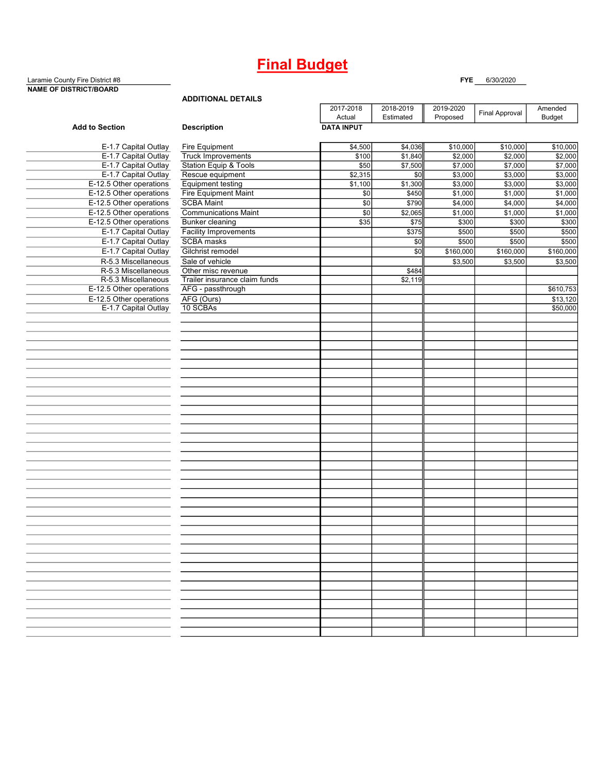# Final Budget

Laramie County Fire District #8

**NAME OF DISTRICT/BOARD**

**FYE** 6/30/2020

**ADDITIONAL DETAILS**

| Add to Section | Description | 2017-2018 Actual | 2018-2019 Estimated | 2019-2020 Proposed | Final Approval | Amended Budget |
|---|---|---|---|---|---|---|
| | | DATA INPUT | | | | |
| E-1.7 Capital Outlay | Fire Equipment | $4,500 | $4,036 | $10,000 | $10,000 | $10,000 |
| E-1.7 Capital Outlay | Truck Improvements | $100 | $1,840 | $2,000 | $2,000 | $2,000 |
| E-1.7 Capital Outlay | Station Equip & Tools | $50 | $7,500 | $7,000 | $7,000 | $7,000 |
| E-1.7 Capital Outlay | Rescue equipment | $2,315 | $0 | $3,000 | $3,000 | $3,000 |
| E-12.5 Other operations | Equipment testing | $1,100 | $1,300 | $3,000 | $3,000 | $3,000 |
| E-12.5 Other operations | Fire Equipment Maint | $0 | $450 | $1,000 | $1,000 | $1,000 |
| E-12.5 Other operations | SCBA Maint | $0 | $790 | $4,000 | $4,000 | $4,000 |
| E-12.5 Other operations | Communications Maint | $0 | $2,065 | $1,000 | $1,000 | $1,000 |
| E-12.5 Other operations | Bunker cleaning | $35 | $75 | $300 | $300 | $300 |
| E-1.7 Capital Outlay | Facility Improvements | | $375 | $500 | $500 | $500 |
| E-1.7 Capital Outlay | SCBA masks | | $0 | $500 | $500 | $500 |
| E-1.7 Capital Outlay | Gilchrist remodel | | $0 | $160,000 | $160,000 | $160,000 |
| R-5.3 Miscellaneous | Sale of vehicle | | | $3,500 | $3,500 | $3,500 |
| R-5.3 Miscellaneous | Other misc revenue | | $484 | | | |
| R-5.3 Miscellaneous | Trailer insurance claim funds | | $2,119 | | | |
| E-12.5 Other operations | AFG - passthrough | | | | | $610,753 |
| E-12.5 Other operations | AFG (Ours) | | | | | $13,120 |
| E-1.7 Capital Outlay | 10 SCBAs | | | | | $50,000 |